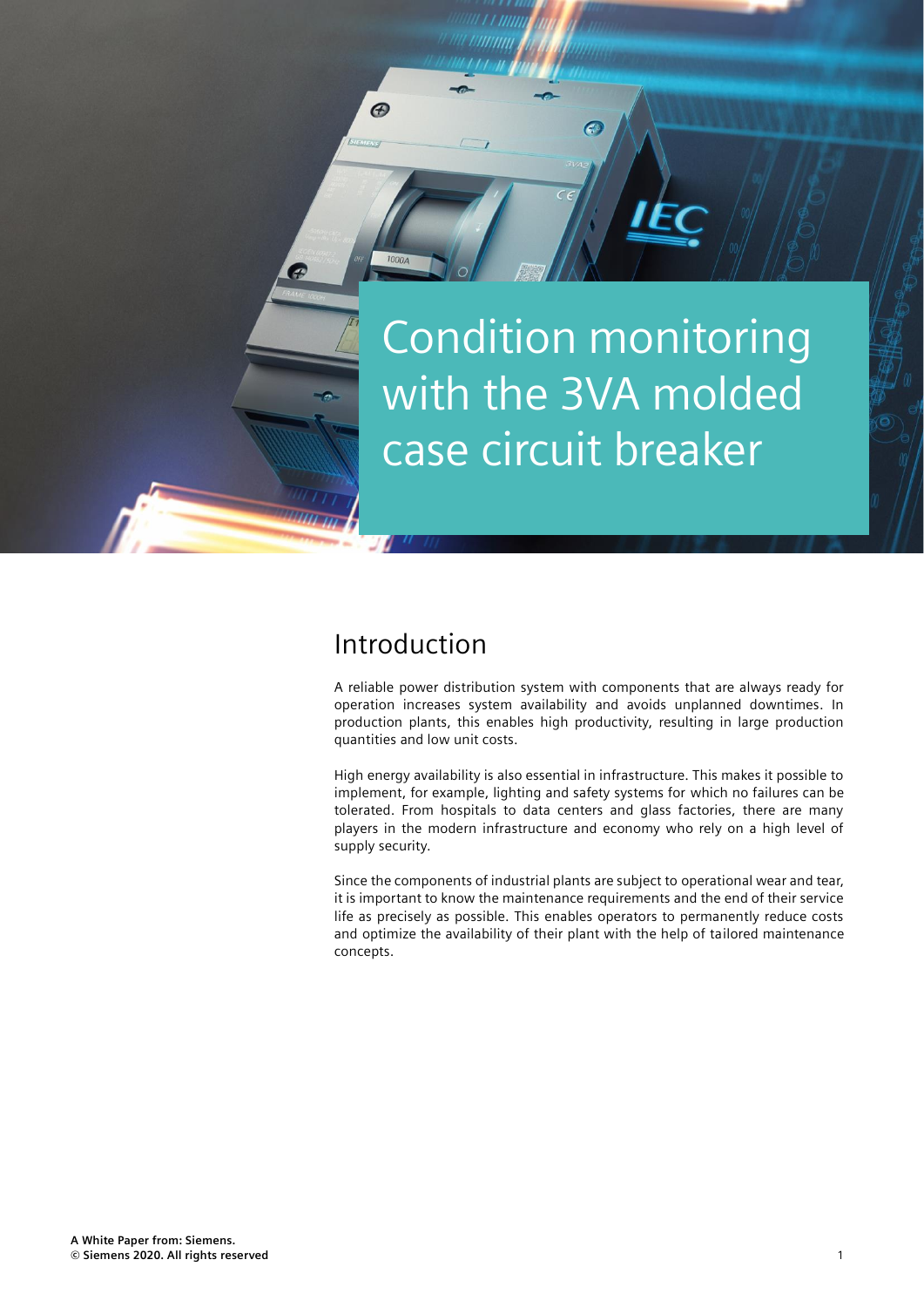# Condition monitoring with the 3VA molded case circuit breaker

## Introduction

A reliable power distribution system with components that are always ready for operation increases system availability and avoids unplanned downtimes. In production plants, this enables high productivity, resulting in large production quantities and low unit costs.

High energy availability is also essential in infrastructure. This makes it possible to implement, for example, lighting and safety systems for which no failures can be tolerated. From hospitals to data centers and glass factories, there are many players in the modern infrastructure and economy who rely on a high level of supply security.

Since the components of industrial plants are subject to operational wear and tear, it is important to know the maintenance requirements and the end of their service life as precisely as possible. This enables operators to permanently reduce costs and optimize the availability of their plant with the help of tailored maintenance concepts.

**A White Paper from: Siemens.**
**© Siemens 2020. All rights reserved**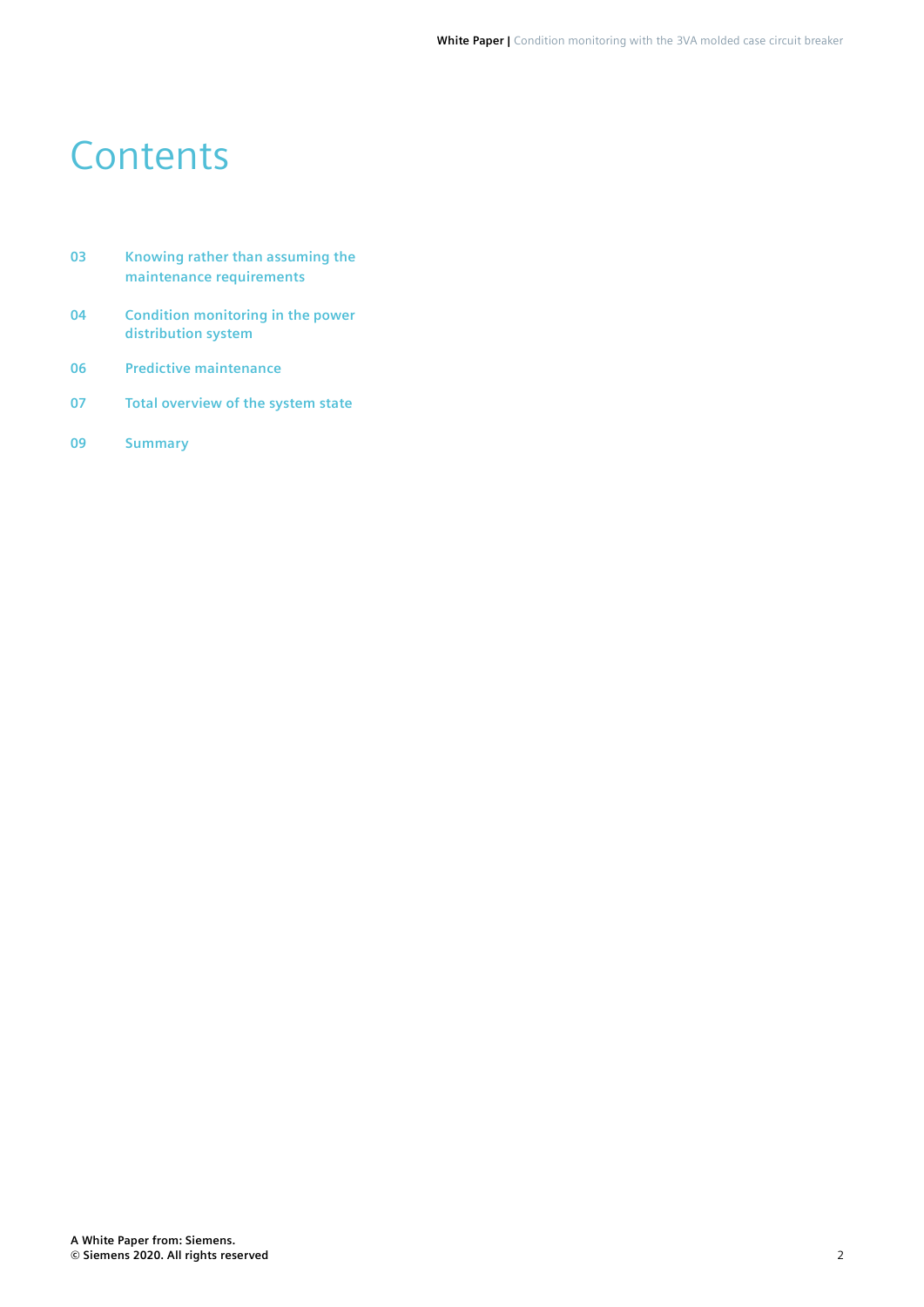# Contents

| | |
|---|---|
| 03 | Knowing rather than assuming the maintenance requirements |
| 04 | Condition monitoring in the power distribution system |
| 06 | Predictive maintenance |
| 07 | Total overview of the system state |
| 09 | Summary |

**A White Paper from: Siemens.**
**© Siemens 2020. All rights reserved**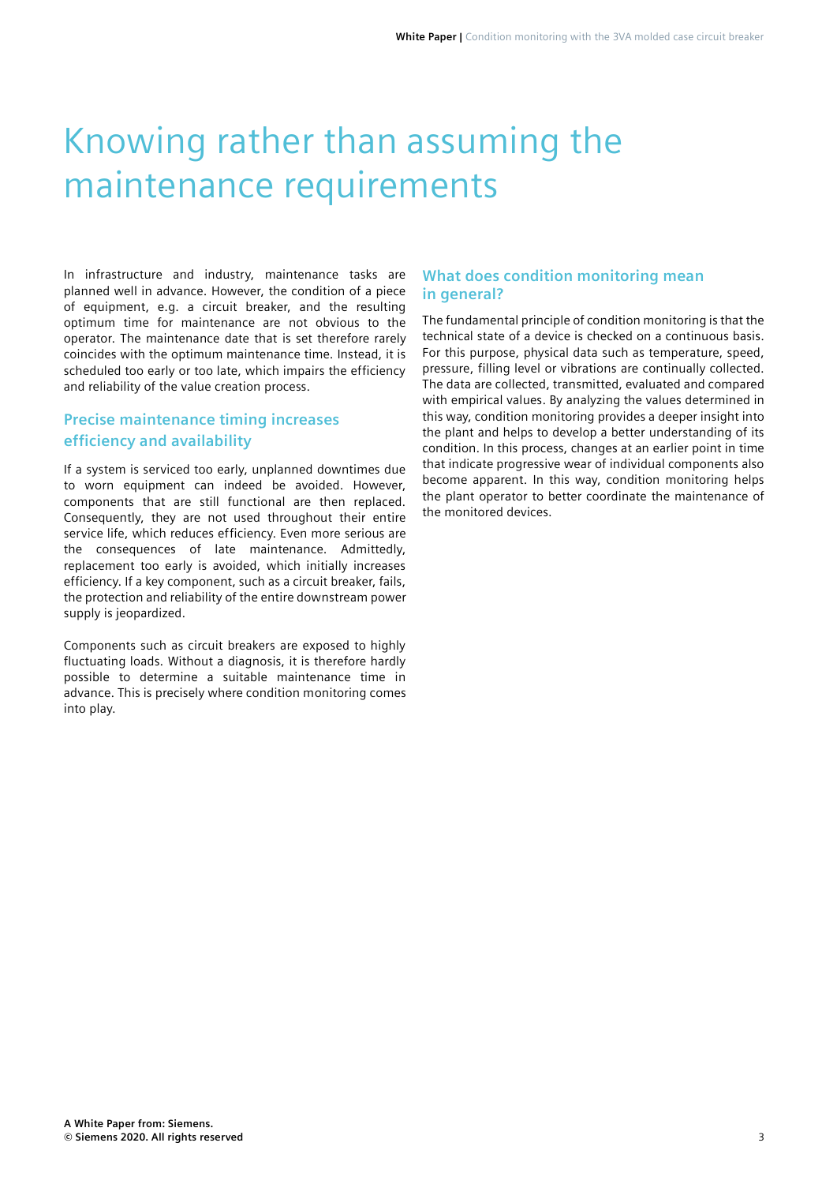# Knowing rather than assuming the maintenance requirements

In infrastructure and industry, maintenance tasks are planned well in advance. However, the condition of a piece of equipment, e.g. a circuit breaker, and the resulting optimum time for maintenance are not obvious to the operator. The maintenance date that is set therefore rarely coincides with the optimum maintenance time. Instead, it is scheduled too early or too late, which impairs the efficiency and reliability of the value creation process.

## Precise maintenance timing increases efficiency and availability

If a system is serviced too early, unplanned downtimes due to worn equipment can indeed be avoided. However, components that are still functional are then replaced. Consequently, they are not used throughout their entire service life, which reduces efficiency. Even more serious are the consequences of late maintenance. Admittedly, replacement too early is avoided, which initially increases efficiency. If a key component, such as a circuit breaker, fails, the protection and reliability of the entire downstream power supply is jeopardized.

Components such as circuit breakers are exposed to highly fluctuating loads. Without a diagnosis, it is therefore hardly possible to determine a suitable maintenance time in advance. This is precisely where condition monitoring comes into play.

## What does condition monitoring mean in general?

The fundamental principle of condition monitoring is that the technical state of a device is checked on a continuous basis. For this purpose, physical data such as temperature, speed, pressure, filling level or vibrations are continually collected. The data are collected, transmitted, evaluated and compared with empirical values. By analyzing the values determined in this way, condition monitoring provides a deeper insight into the plant and helps to develop a better understanding of its condition. In this process, changes at an earlier point in time that indicate progressive wear of individual components also become apparent. In this way, condition monitoring helps the plant operator to better coordinate the maintenance of the monitored devices.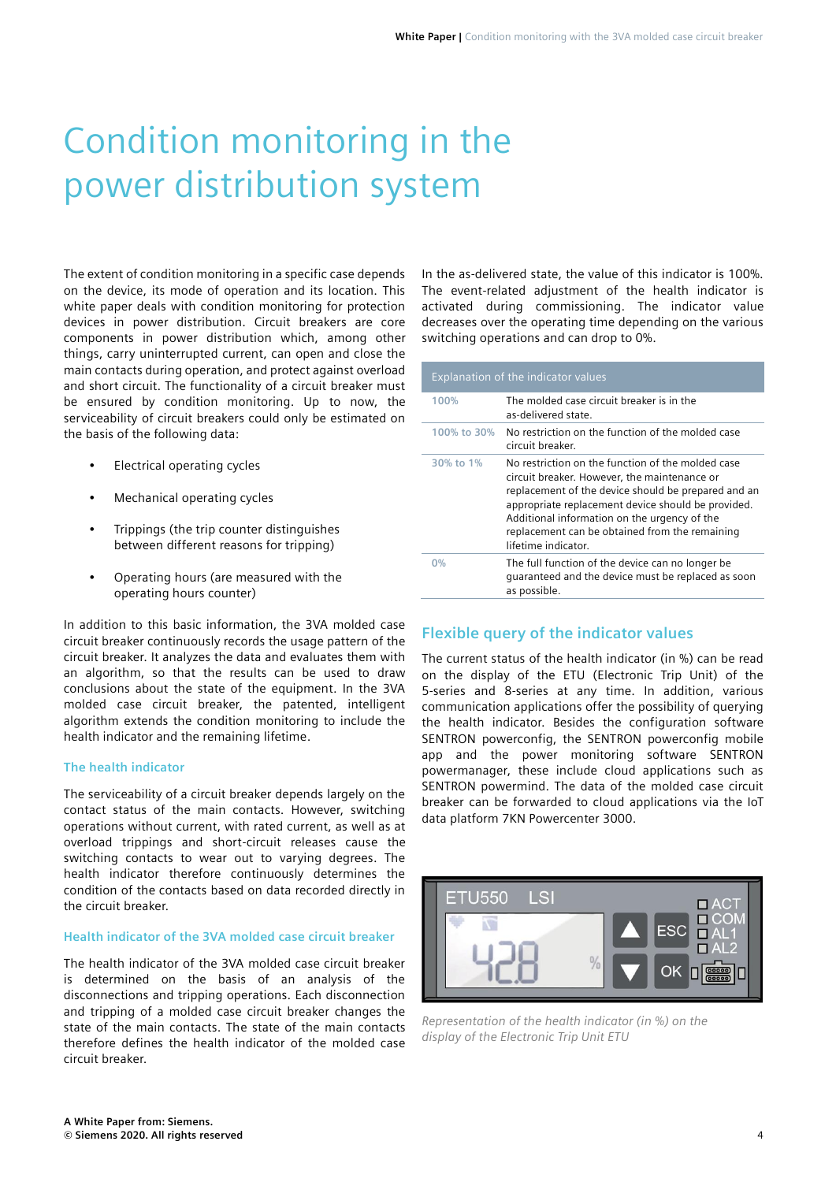# Condition monitoring in the power distribution system

The extent of condition monitoring in a specific case depends on the device, its mode of operation and its location. This white paper deals with condition monitoring for protection devices in power distribution. Circuit breakers are core components in power distribution which, among other things, carry uninterrupted current, can open and close the main contacts during operation, and protect against overload and short circuit. The functionality of a circuit breaker must be ensured by condition monitoring. Up to now, the serviceability of circuit breakers could only be estimated on the basis of the following data:

- Electrical operating cycles
- Mechanical operating cycles
- Trippings (the trip counter distinguishes between different reasons for tripping)
- Operating hours (are measured with the operating hours counter)

In addition to this basic information, the 3VA molded case circuit breaker continuously records the usage pattern of the circuit breaker. It analyzes the data and evaluates them with an algorithm, so that the results can be used to draw conclusions about the state of the equipment. In the 3VA molded case circuit breaker, the patented, intelligent algorithm extends the condition monitoring to include the health indicator and the remaining lifetime.

### The health indicator

The serviceability of a circuit breaker depends largely on the contact status of the main contacts. However, switching operations without current, with rated current, as well as at overload trippings and short-circuit releases cause the switching contacts to wear out to varying degrees. The health indicator therefore continuously determines the condition of the contacts based on data recorded directly in the circuit breaker.

### Health indicator of the 3VA molded case circuit breaker

The health indicator of the 3VA molded case circuit breaker is determined on the basis of an analysis of the disconnections and tripping operations. Each disconnection and tripping of a molded case circuit breaker changes the state of the main contacts. The state of the main contacts therefore defines the health indicator of the molded case circuit breaker.

In the as-delivered state, the value of this indicator is 100%. The event-related adjustment of the health indicator is activated during commissioning. The indicator value decreases over the operating time depending on the various switching operations and can drop to 0%.

| Explanation of the indicator values | |
|---|---|
| 100% | The molded case circuit breaker is in the as-delivered state. |
| 100% to 30% | No restriction on the function of the molded case circuit breaker. |
| 30% to 1% | No restriction on the function of the molded case circuit breaker. However, the maintenance or replacement of the device should be prepared and an appropriate replacement device should be provided. Additional information on the urgency of the replacement can be obtained from the remaining lifetime indicator. |
| 0% | The full function of the device can no longer be guaranteed and the device must be replaced as soon as possible. |

## Flexible query of the indicator values

The current status of the health indicator (in %) can be read on the display of the ETU (Electronic Trip Unit) of the 5-series and 8-series at any time. In addition, various communication applications offer the possibility of querying the health indicator. Besides the configuration software SENTRON powerconfig, the SENTRON powerconfig mobile app and the power monitoring software SENTRON powermanager, these include cloud applications such as SENTRON powermind. The data of the molded case circuit breaker can be forwarded to cloud applications via the IoT data platform 7KN Powercenter 3000.

*Representation of the health indicator (in %) on the display of the Electronic Trip Unit ETU*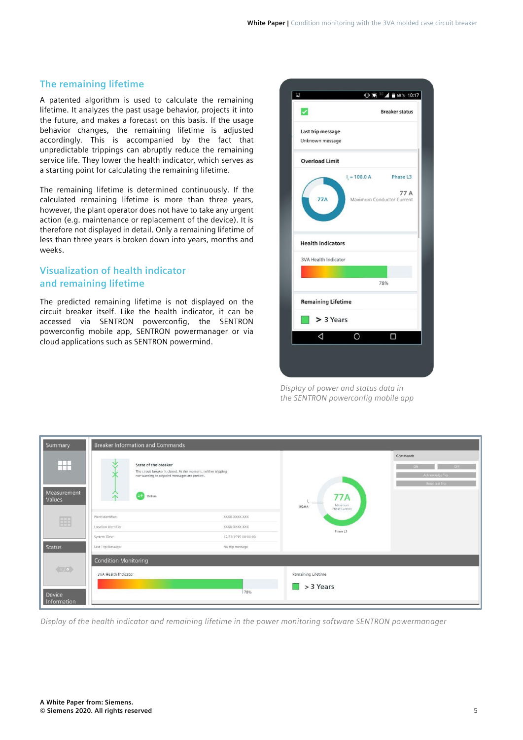## The remaining lifetime

A patented algorithm is used to calculate the remaining lifetime. It analyzes the past usage behavior, projects it into the future, and makes a forecast on this basis. If the usage behavior changes, the remaining lifetime is adjusted accordingly. This is accompanied by the fact that unpredictable trippings can abruptly reduce the remaining service life. They lower the health indicator, which serves as a starting point for calculating the remaining lifetime.

The remaining lifetime is determined continuously. If the calculated remaining lifetime is more than three years, however, the plant operator does not have to take any urgent action (e.g. maintenance or replacement of the device). It is therefore not displayed in detail. Only a remaining lifetime of less than three years is broken down into years, months and weeks.

## Visualization of health indicator and remaining lifetime

The predicted remaining lifetime is not displayed on the circuit breaker itself. Like the health indicator, it can be accessed via SENTRON powerconfig, the SENTRON powerconfig mobile app, SENTRON powermanager or via cloud applications such as SENTRON powermind.

*Display of power and status data in the SENTRON powerconfig mobile app*

*Display of the health indicator and remaining lifetime in the power monitoring software SENTRON powermanager*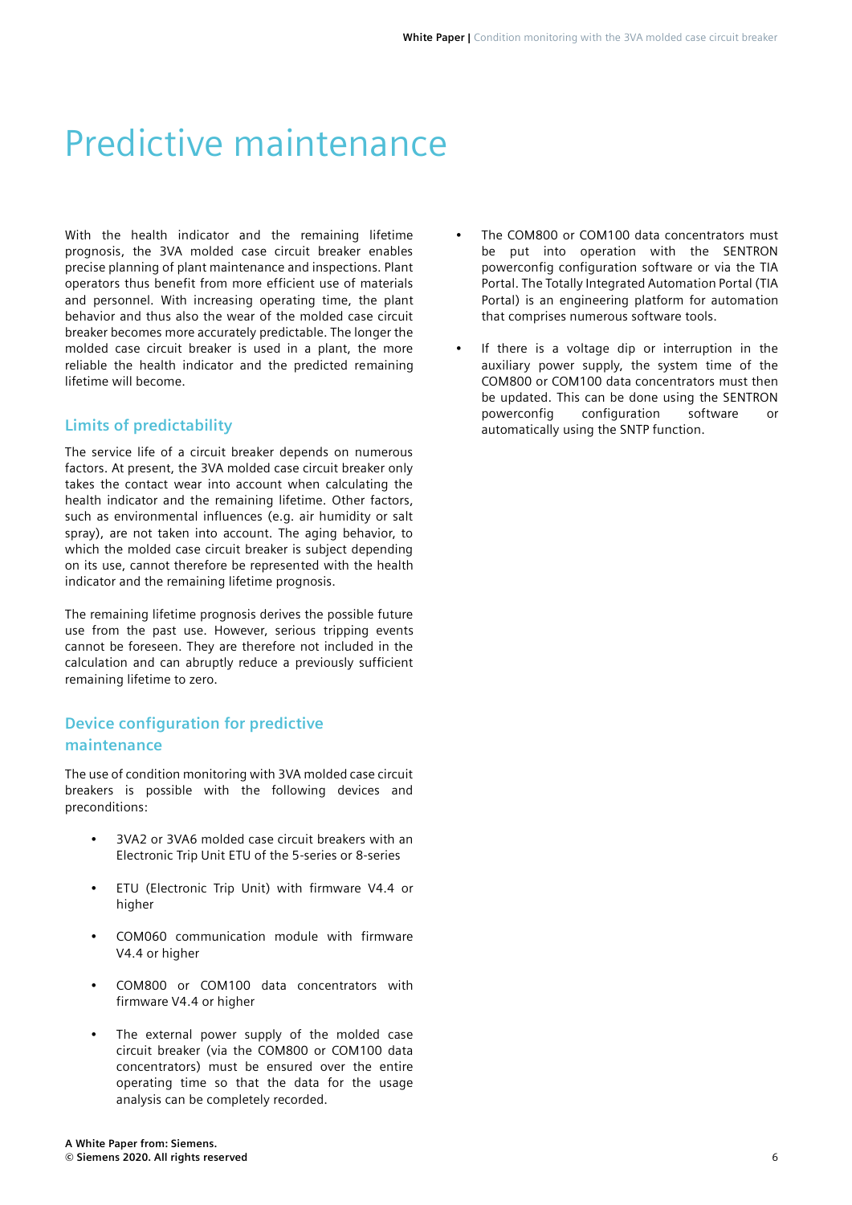# Predictive maintenance

With the health indicator and the remaining lifetime prognosis, the 3VA molded case circuit breaker enables precise planning of plant maintenance and inspections. Plant operators thus benefit from more efficient use of materials and personnel. With increasing operating time, the plant behavior and thus also the wear of the molded case circuit breaker becomes more accurately predictable. The longer the molded case circuit breaker is used in a plant, the more reliable the health indicator and the predicted remaining lifetime will become.

## Limits of predictability

The service life of a circuit breaker depends on numerous factors. At present, the 3VA molded case circuit breaker only takes the contact wear into account when calculating the health indicator and the remaining lifetime. Other factors, such as environmental influences (e.g. air humidity or salt spray), are not taken into account. The aging behavior, to which the molded case circuit breaker is subject depending on its use, cannot therefore be represented with the health indicator and the remaining lifetime prognosis.

The remaining lifetime prognosis derives the possible future use from the past use. However, serious tripping events cannot be foreseen. They are therefore not included in the calculation and can abruptly reduce a previously sufficient remaining lifetime to zero.

## Device configuration for predictive maintenance

The use of condition monitoring with 3VA molded case circuit breakers is possible with the following devices and preconditions:

- 3VA2 or 3VA6 molded case circuit breakers with an Electronic Trip Unit ETU of the 5-series or 8-series
- ETU (Electronic Trip Unit) with firmware V4.4 or higher
- COM060 communication module with firmware V4.4 or higher
- COM800 or COM100 data concentrators with firmware V4.4 or higher
- The external power supply of the molded case circuit breaker (via the COM800 or COM100 data concentrators) must be ensured over the entire operating time so that the data for the usage analysis can be completely recorded.
- The COM800 or COM100 data concentrators must be put into operation with the SENTRON powerconfig configuration software or via the TIA Portal. The Totally Integrated Automation Portal (TIA Portal) is an engineering platform for automation that comprises numerous software tools.
- If there is a voltage dip or interruption in the auxiliary power supply, the system time of the COM800 or COM100 data concentrators must then be updated. This can be done using the SENTRON powerconfig configuration software or automatically using the SNTP function.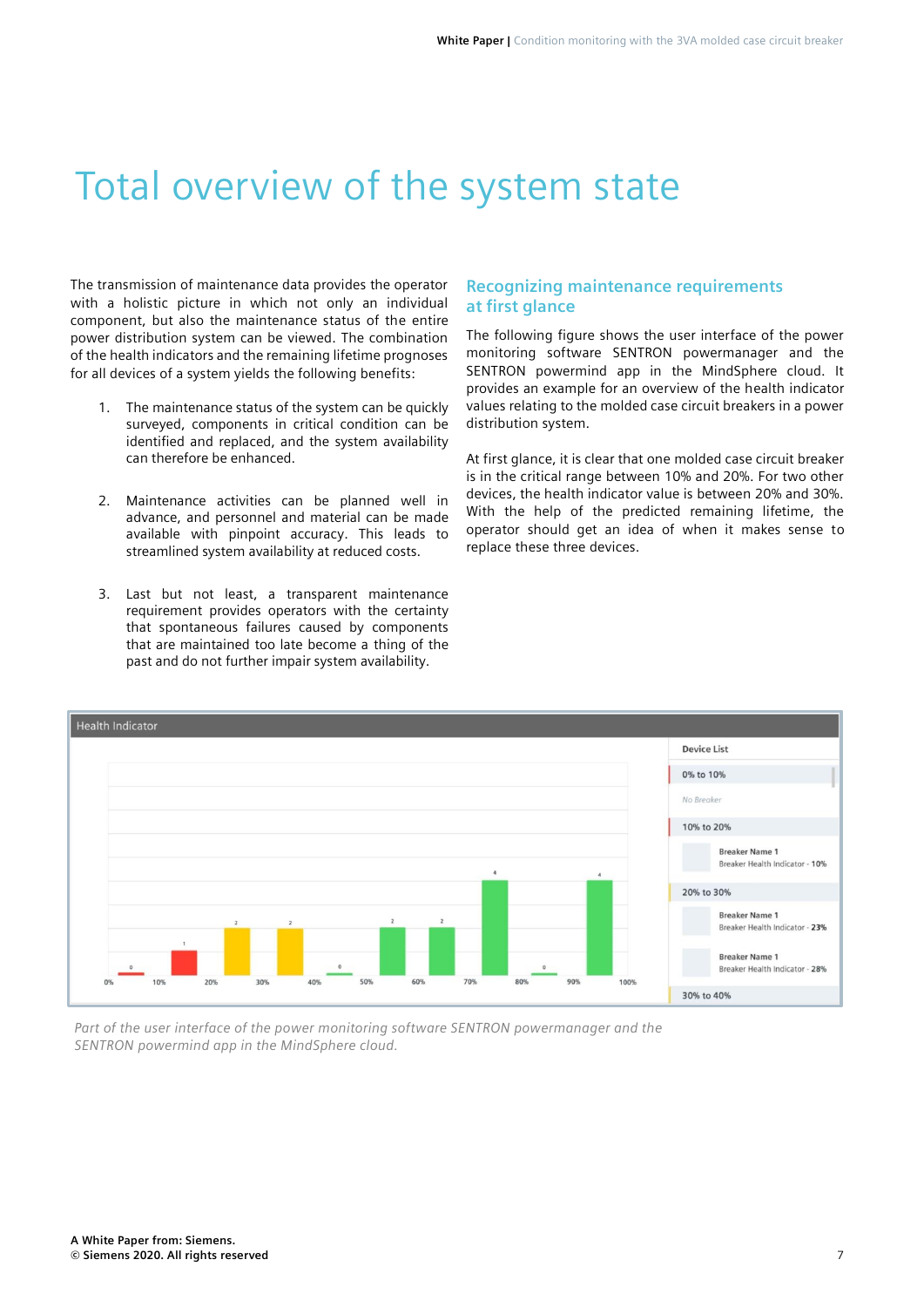# Total overview of the system state

The transmission of maintenance data provides the operator with a holistic picture in which not only an individual component, but also the maintenance status of the entire power distribution system can be viewed. The combination of the health indicators and the remaining lifetime prognoses for all devices of a system yields the following benefits:

1. The maintenance status of the system can be quickly surveyed, components in critical condition can be identified and replaced, and the system availability can therefore be enhanced.

2. Maintenance activities can be planned well in advance, and personnel and material can be made available with pinpoint accuracy. This leads to streamlined system availability at reduced costs.

3. Last but not least, a transparent maintenance requirement provides operators with the certainty that spontaneous failures caused by components that are maintained too late become a thing of the past and do not further impair system availability.

## Recognizing maintenance requirements at first glance

The following figure shows the user interface of the power monitoring software SENTRON powermanager and the SENTRON powermind app in the MindSphere cloud. It provides an example for an overview of the health indicator values relating to the molded case circuit breakers in a power distribution system.

At first glance, it is clear that one molded case circuit breaker is in the critical range between 10% and 20%. For two other devices, the health indicator value is between 20% and 30%. With the help of the predicted remaining lifetime, the operator should get an idea of when it makes sense to replace these three devices.

Health Indicator

Device List

0% to 10%

No Breaker

10% to 20%

Breaker Name 1
Breaker Health Indicator - 10%

20% to 30%

Breaker Name 1
Breaker Health Indicator - 23%

Breaker Name 1
Breaker Health Indicator - 28%

30% to 40%

*Part of the user interface of the power monitoring software SENTRON powermanager and the SENTRON powermind app in the MindSphere cloud.*

A White Paper from: Siemens.
© Siemens 2020. All rights reserved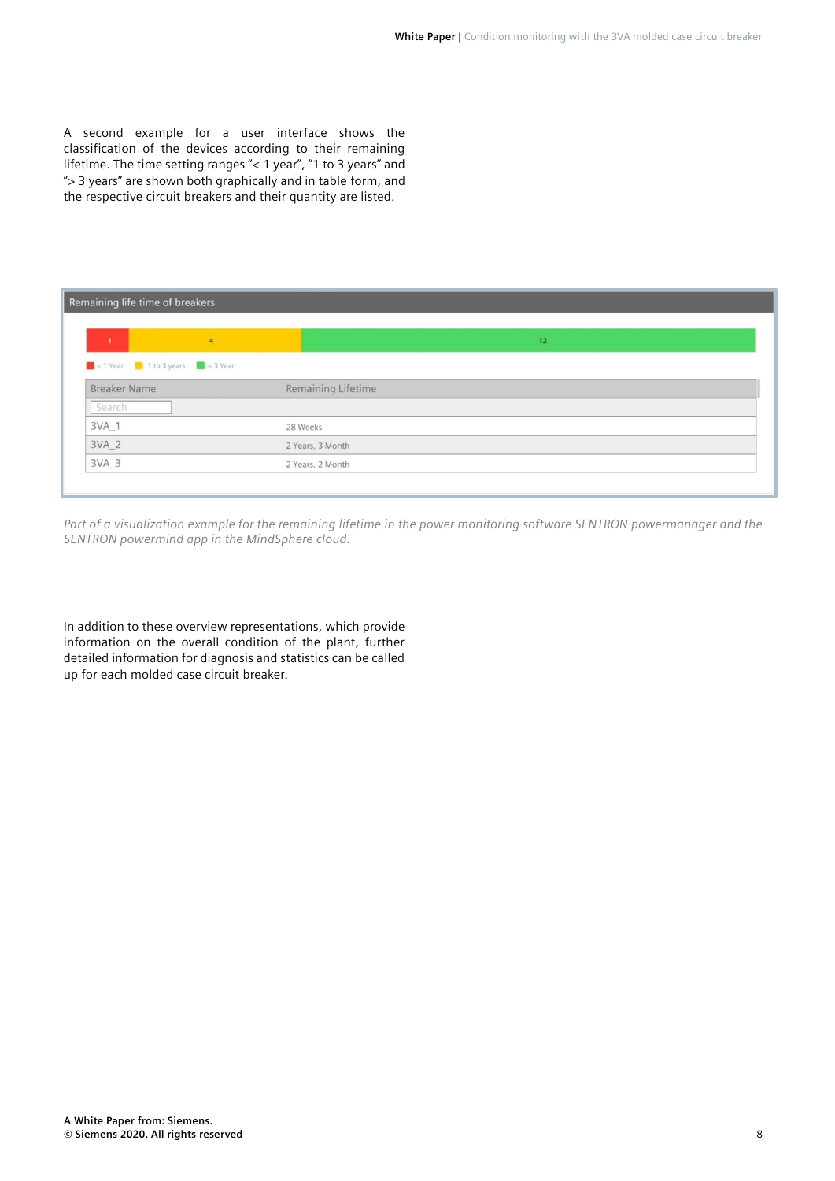A second example for a user interface shows the classification of the devices according to their remaining lifetime. The time setting ranges "< 1 year", "1 to 3 years" and "> 3 years" are shown both graphically and in table form, and the respective circuit breakers and their quantity are listed.

**Remaining life time of breakers**

| < 1 Year | 1 to 3 years | > 3 Year |
|---|---|---|
| 1 | 4 | 12 |

| Breaker Name | Remaining Lifetime |
|---|---|
| 3VA_1 | 28 Weeks |
| 3VA_2 | 2 Years, 3 Month |
| 3VA_3 | 2 Years, 2 Month |

*Part of a visualization example for the remaining lifetime in the power monitoring software SENTRON powermanager and the SENTRON powermind app in the MindSphere cloud.*

In addition to these overview representations, which provide information on the overall condition of the plant, further detailed information for diagnosis and statistics can be called up for each molded case circuit breaker.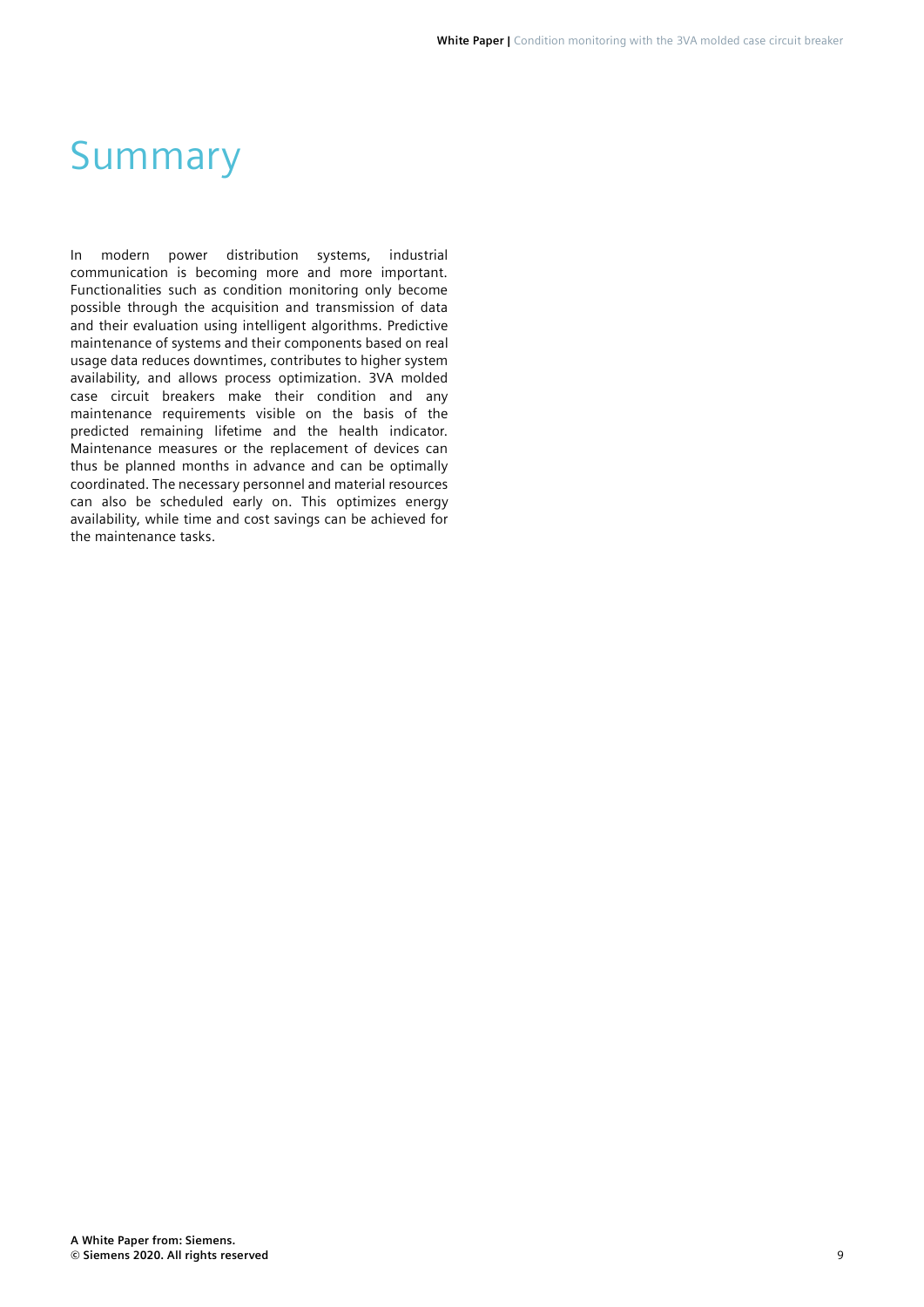# Summary

In modern power distribution systems, industrial communication is becoming more and more important. Functionalities such as condition monitoring only become possible through the acquisition and transmission of data and their evaluation using intelligent algorithms. Predictive maintenance of systems and their components based on real usage data reduces downtimes, contributes to higher system availability, and allows process optimization. 3VA molded case circuit breakers make their condition and any maintenance requirements visible on the basis of the predicted remaining lifetime and the health indicator. Maintenance measures or the replacement of devices can thus be planned months in advance and can be optimally coordinated. The necessary personnel and material resources can also be scheduled early on. This optimizes energy availability, while time and cost savings can be achieved for the maintenance tasks.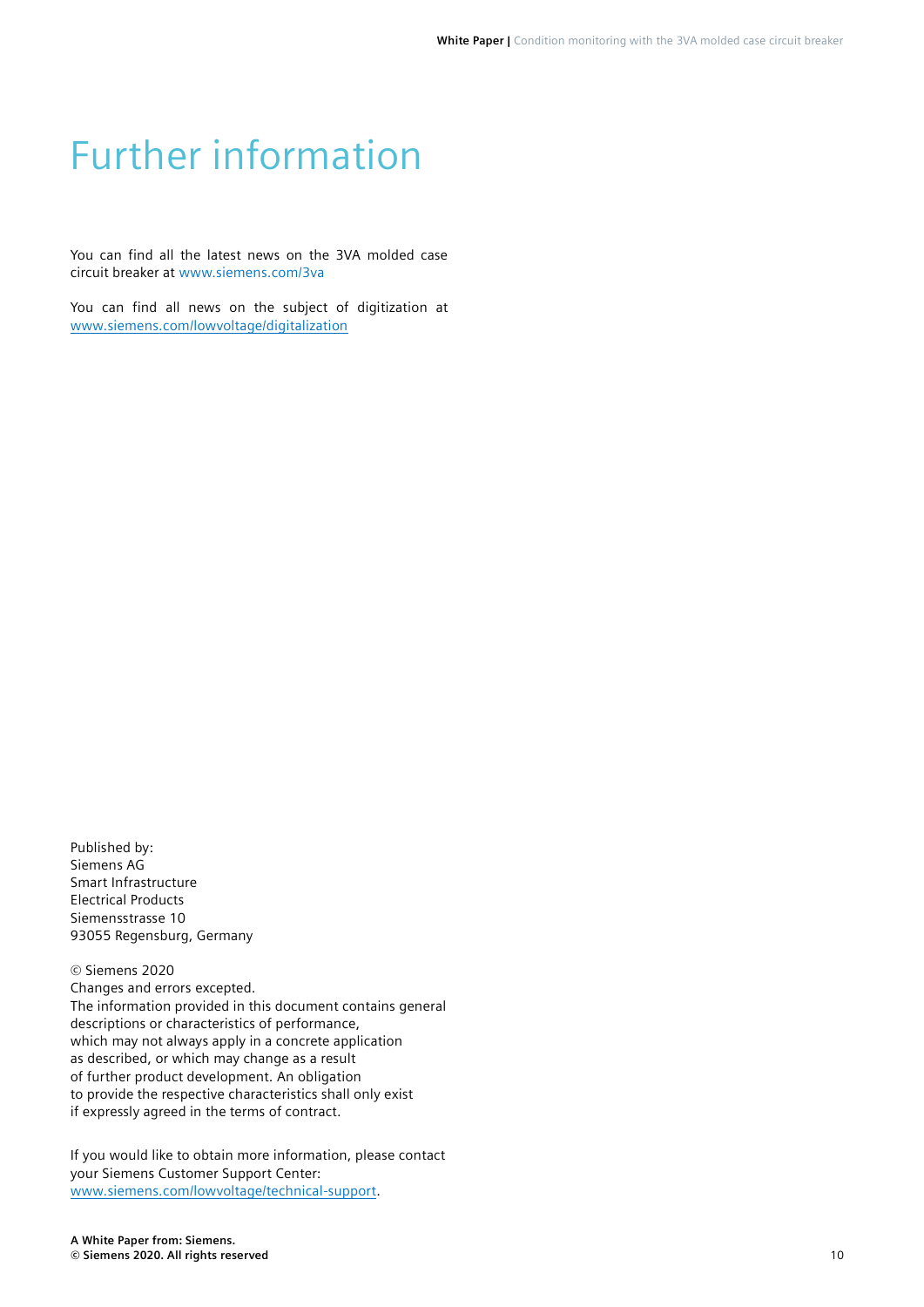# Further information

You can find all the latest news on the 3VA molded case circuit breaker at www.siemens.com/3va

You can find all news on the subject of digitization at www.siemens.com/lowvoltage/digitalization

Published by:
Siemens AG
Smart Infrastructure
Electrical Products
Siemensstrasse 10
93055 Regensburg, Germany

© Siemens 2020
Changes and errors excepted.
The information provided in this document contains general descriptions or characteristics of performance, which may not always apply in a concrete application as described, or which may change as a result of further product development. An obligation to provide the respective characteristics shall only exist if expressly agreed in the terms of contract.

If you would like to obtain more information, please contact your Siemens Customer Support Center:
www.siemens.com/lowvoltage/technical-support.

**A White Paper from: Siemens.**
**© Siemens 2020. All rights reserved**